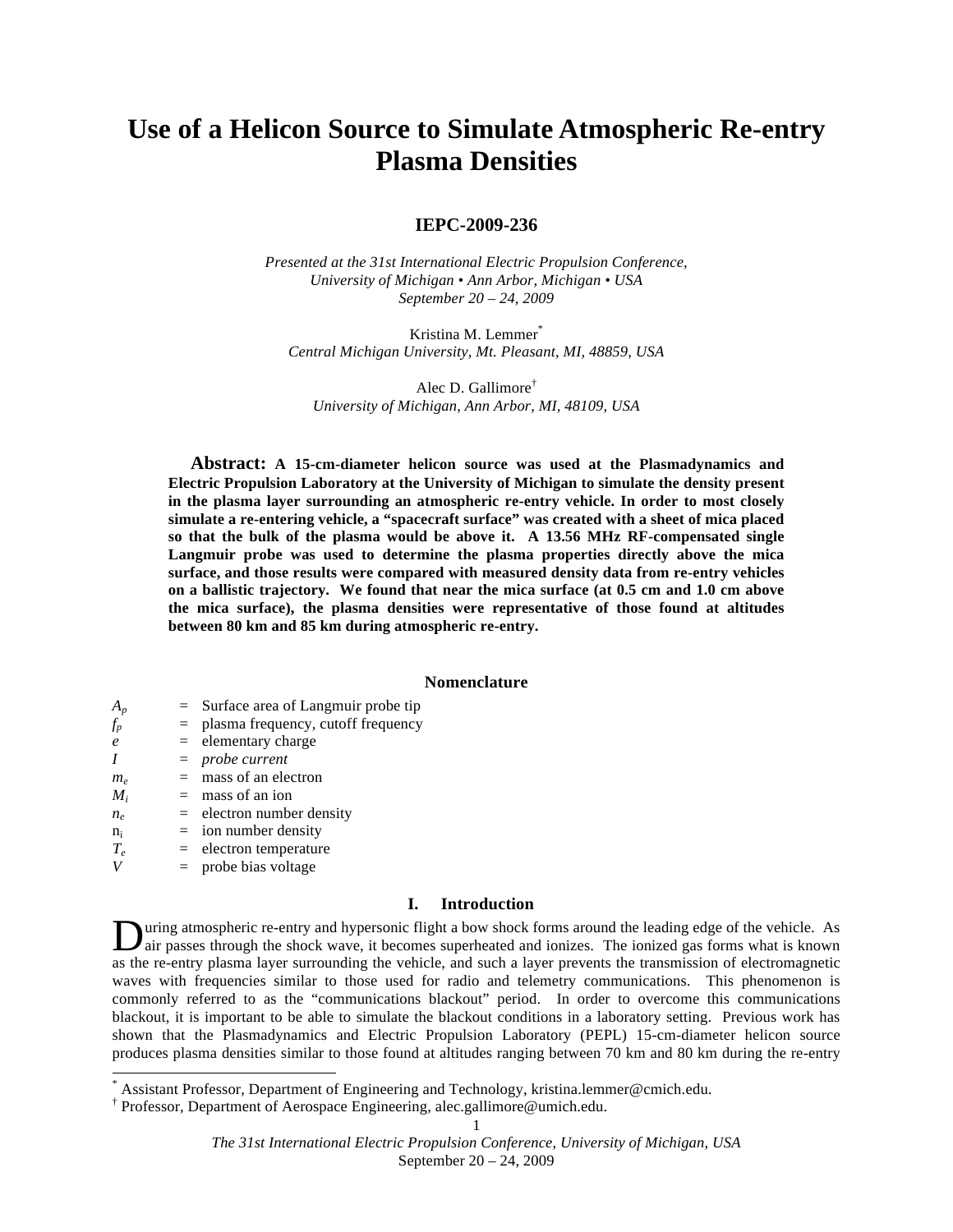# Use of a Helicon Source to Simulate Atmospheric Re-entry Plasma Densities

**IEPC-2009-236**

*Presented at the 31st International Electric Propulsion Conference, University of Michigan • Ann Arbor, Michigan • USA September 20 – 24, 2009*

Kristina M. Lemmer[*]
*Central Michigan University, Mt. Pleasant, MI, 48859, USA*

Alec D. Gallimore[†]
*University of Michigan, Ann Arbor, MI, 48109, USA*

**Abstract: A 15-cm-diameter helicon source was used at the Plasmadynamics and Electric Propulsion Laboratory at the University of Michigan to simulate the density present in the plasma layer surrounding an atmospheric re-entry vehicle. In order to most closely simulate a re-entering vehicle, a "spacecraft surface" was created with a sheet of mica placed so that the bulk of the plasma would be above it. A 13.56 MHz RF-compensated single Langmuir probe was used to determine the plasma properties directly above the mica surface, and those results were compared with measured density data from re-entry vehicles on a ballistic trajectory. We found that near the mica surface (at 0.5 cm and 1.0 cm above the mica surface), the plasma densities were representative of those found at altitudes between 80 km and 85 km during atmospheric re-entry.**

## Nomenclature

| | | |
|---|---|---|
| $A_p$ | = | Surface area of Langmuir probe tip |
| $f_p$ | = | plasma frequency, cutoff frequency |
| $e$ | = | elementary charge |
| $I$ | = | *probe current* |
| $m_e$ | = | mass of an electron |
| $M_i$ | = | mass of an ion |
| $n_e$ | = | electron number density |
| $n_i$ | = | ion number density |
| $T_e$ | = | electron temperature |
| $V$ | = | probe bias voltage |

## I. Introduction

During atmospheric re-entry and hypersonic flight a bow shock forms around the leading edge of the vehicle. As air passes through the shock wave, it becomes superheated and ionizes. The ionized gas forms what is known as the re-entry plasma layer surrounding the vehicle, and such a layer prevents the transmission of electromagnetic waves with frequencies similar to those used for radio and telemetry communications. This phenomenon is commonly referred to as the "communications blackout" period. In order to overcome this communications blackout, it is important to be able to simulate the blackout conditions in a laboratory setting. Previous work has shown that the Plasmadynamics and Electric Propulsion Laboratory (PEPL) 15-cm-diameter helicon source produces plasma densities similar to those found at altitudes ranging between 70 km and 80 km during the re-entry

---

[*] Assistant Professor, Department of Engineering and Technology, kristina.lemmer@cmich.edu.
[†] Professor, Department of Aerospace Engineering, alec.gallimore@umich.edu.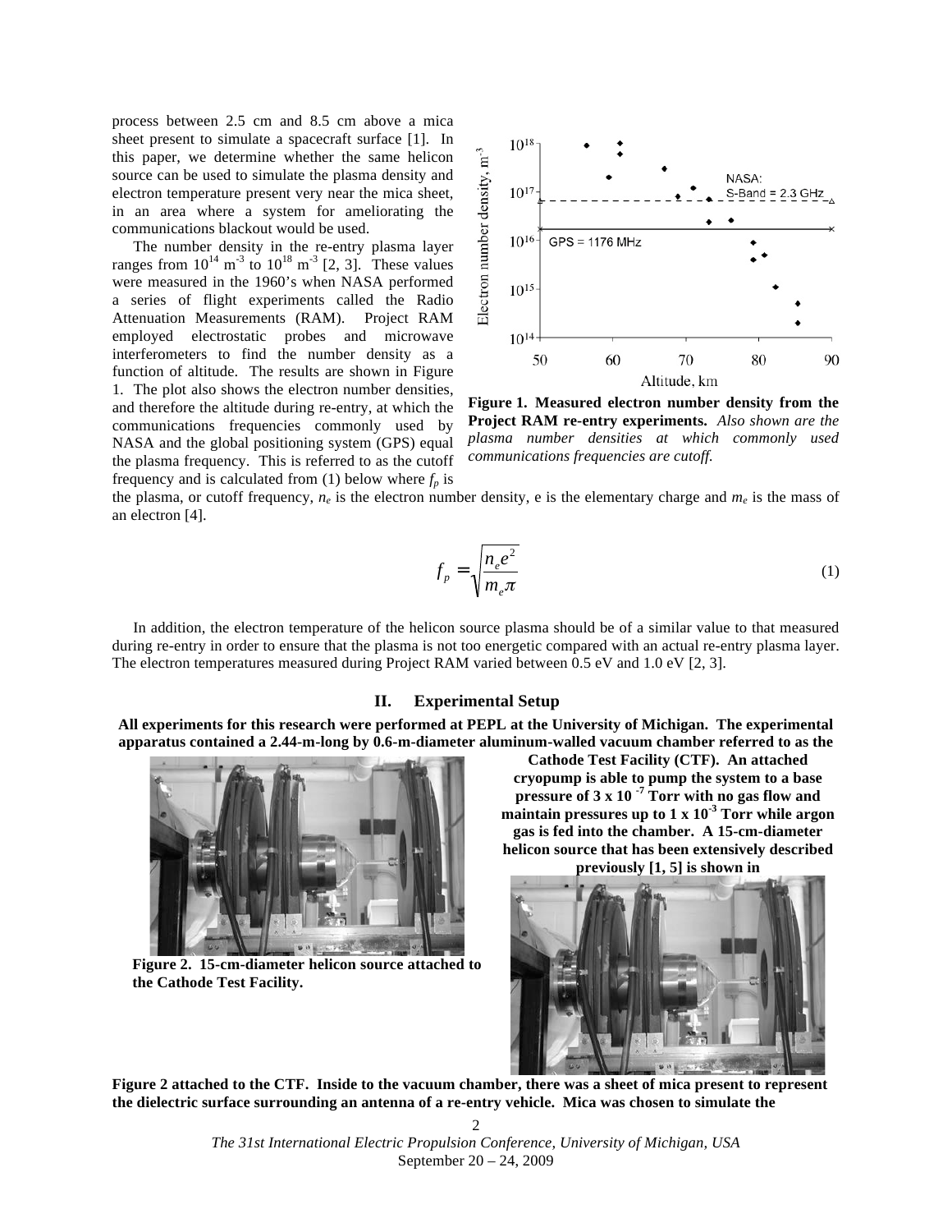process between 2.5 cm and 8.5 cm above a mica sheet present to simulate a spacecraft surface [1]. In this paper, we determine whether the same helicon source can be used to simulate the plasma density and electron temperature present very near the mica sheet, in an area where a system for ameliorating the communications blackout would be used.

The number density in the re-entry plasma layer ranges from $10^{14}$ m$^{-3}$ to $10^{18}$ m$^{-3}$ [2, 3]. These values were measured in the 1960's when NASA performed a series of flight experiments called the Radio Attenuation Measurements (RAM). Project RAM employed electrostatic probes and microwave interferometers to find the number density as a function of altitude. The results are shown in Figure 1. The plot also shows the electron number densities, and therefore the altitude during re-entry, at which the communications frequencies commonly used by NASA and the global positioning system (GPS) equal the plasma frequency. This is referred to as the cutoff frequency and is calculated from (1) below where $f_p$ is the plasma, or cutoff frequency, $n_e$ is the electron number density, e is the elementary charge and $m_e$ is the mass of an electron [4].

**Figure 1. Measured electron number density from the Project RAM re-entry experiments.** *Also shown are the plasma number densities at which commonly used communications frequencies are cutoff.*

$$f_p = \sqrt{\frac{n_e e^2}{m_e \pi}} \tag{1}$$

In addition, the electron temperature of the helicon source plasma should be of a similar value to that measured during re-entry in order to ensure that the plasma is not too energetic compared with an actual re-entry plasma layer. The electron temperatures measured during Project RAM varied between 0.5 eV and 1.0 eV [2, 3].

## II. Experimental Setup

**All experiments for this research were performed at PEPL at the University of Michigan. The experimental apparatus contained a 2.44-m-long by 0.6-m-diameter aluminum-walled vacuum chamber referred to as the Cathode Test Facility (CTF). An attached cryopump is able to pump the system to a base pressure of 3 x 10 $^{-7}$ Torr with no gas flow and maintain pressures up to 1 x 10$^{-3}$ Torr while argon gas is fed into the chamber. A 15-cm-diameter helicon source that has been extensively described previously [1, 5] is shown in Figure 2 attached to the CTF. Inside to the vacuum chamber, there was a sheet of mica present to represent the dielectric surface surrounding an antenna of a re-entry vehicle. Mica was chosen to simulate the**

**Figure 2. 15-cm-diameter helicon source attached to the Cathode Test Facility.**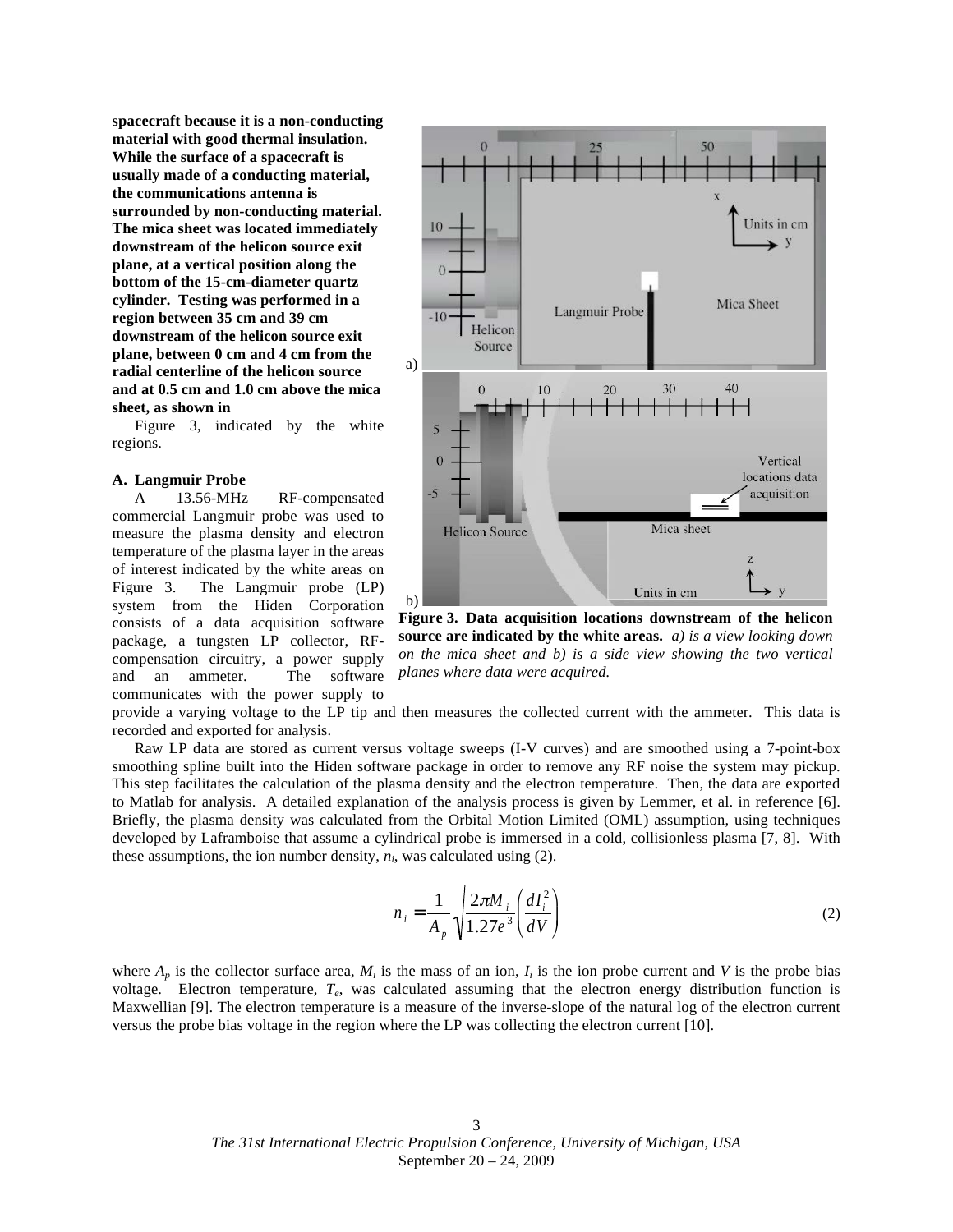**spacecraft because it is a non-conducting material with good thermal insulation. While the surface of a spacecraft is usually made of a conducting material, the communications antenna is surrounded by non-conducting material. The mica sheet was located immediately downstream of the helicon source exit plane, at a vertical position along the bottom of the 15-cm-diameter quartz cylinder. Testing was performed in a region between 35 cm and 39 cm downstream of the helicon source exit plane, between 0 cm and 4 cm from the radial centerline of the helicon source and at 0.5 cm and 1.0 cm above the mica sheet, as shown in**

Figure 3, indicated by the white regions.

**Figure 3. Data acquisition locations downstream of the helicon source are indicated by the white areas.** *a) is a view looking down on the mica sheet and b) is a side view showing the two vertical planes where data were acquired.*

### A. Langmuir Probe

A 13.56-MHz RF-compensated commercial Langmuir probe was used to measure the plasma density and electron temperature of the plasma layer in the areas of interest indicated by the white areas on Figure 3. The Langmuir probe (LP) system from the Hiden Corporation consists of a data acquisition software package, a tungsten LP collector, RF-compensation circuitry, a power supply and an ammeter. The software communicates with the power supply to provide a varying voltage to the LP tip and then measures the collected current with the ammeter. This data is recorded and exported for analysis.

Raw LP data are stored as current versus voltage sweeps (I-V curves) and are smoothed using a 7-point-box smoothing spline built into the Hiden software package in order to remove any RF noise the system may pickup. This step facilitates the calculation of the plasma density and the electron temperature. Then, the data are exported to Matlab for analysis. A detailed explanation of the analysis process is given by Lemmer, et al. in reference [6]. Briefly, the plasma density was calculated from the Orbital Motion Limited (OML) assumption, using techniques developed by Laframboise that assume a cylindrical probe is immersed in a cold, collisionless plasma [7, 8]. With these assumptions, the ion number density, $n_i$, was calculated using (2).

$$n_i = \frac{1}{A_p}\sqrt{\frac{2\pi M_i}{1.27e^3}\left(\frac{dI_i^2}{dV}\right)} \tag{2}$$

where $A_p$ is the collector surface area, $M_i$ is the mass of an ion, $I_i$ is the ion probe current and $V$ is the probe bias voltage. Electron temperature, $T_e$, was calculated assuming that the electron energy distribution function is Maxwellian [9]. The electron temperature is a measure of the inverse-slope of the natural log of the electron current versus the probe bias voltage in the region where the LP was collecting the electron current [10].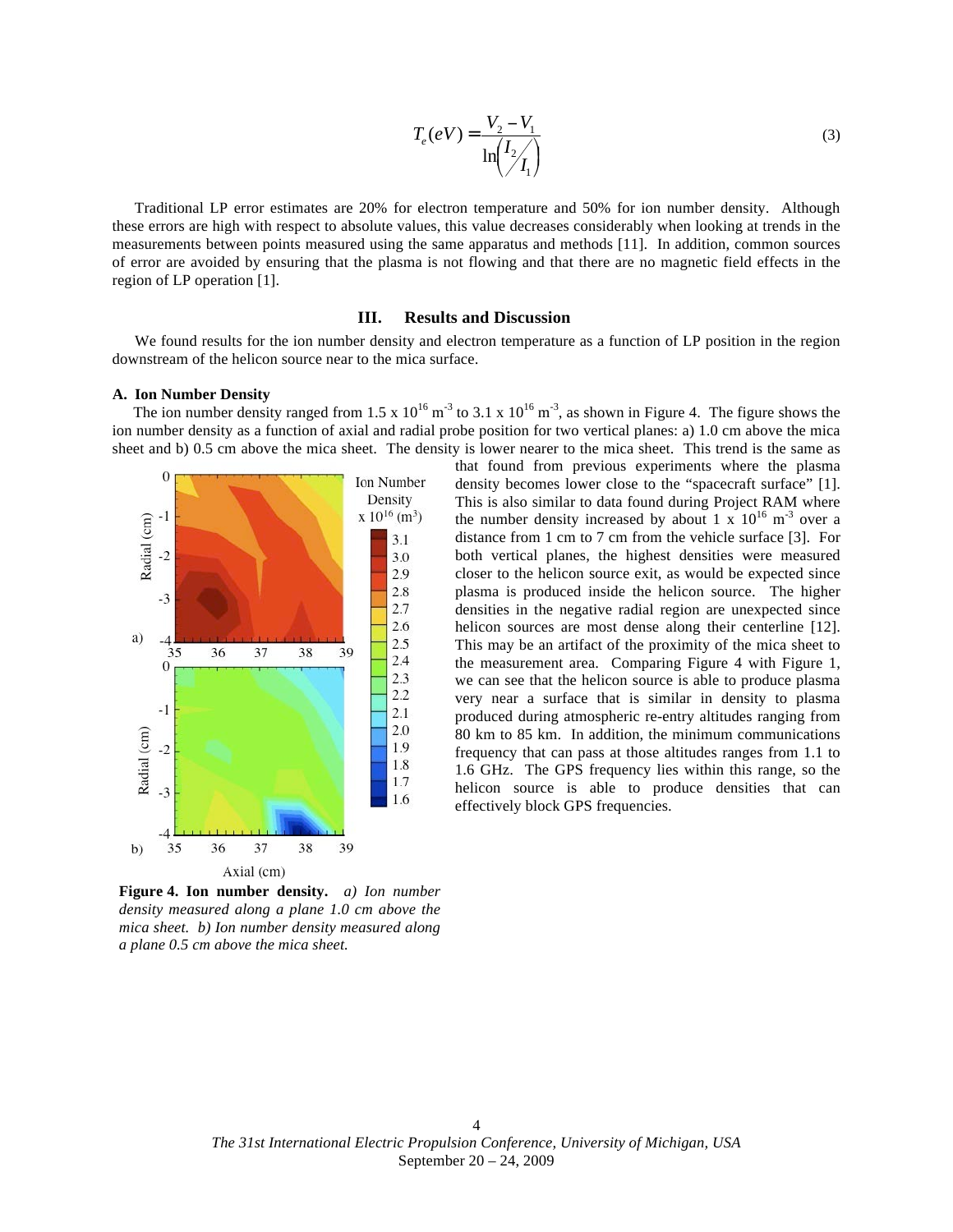$$T_e(eV) = \frac{V_2 - V_1}{\ln\left( \frac{I_2}{I_1} \right)} \tag{3}$$

Traditional LP error estimates are 20% for electron temperature and 50% for ion number density. Although these errors are high with respect to absolute values, this value decreases considerably when looking at trends in the measurements between points measured using the same apparatus and methods [11]. In addition, common sources of error are avoided by ensuring that the plasma is not flowing and that there are no magnetic field effects in the region of LP operation [1].

## III. Results and Discussion

We found results for the ion number density and electron temperature as a function of LP position in the region downstream of the helicon source near to the mica surface.

### A. Ion Number Density

The ion number density ranged from $1.5 \times 10^{16}$ m$^{-3}$ to $3.1 \times 10^{16}$ m$^{-3}$, as shown in Figure 4. The figure shows the ion number density as a function of axial and radial probe position for two vertical planes: a) 1.0 cm above the mica sheet and b) 0.5 cm above the mica sheet. The density is lower nearer to the mica sheet. This trend is the same as that found from previous experiments where the plasma density becomes lower close to the "spacecraft surface" [1]. This is also similar to data found during Project RAM where the number density increased by about $1 \times 10^{16}$ m$^{-3}$ over a distance from 1 cm to 7 cm from the vehicle surface [3]. For both vertical planes, the highest densities were measured closer to the helicon source exit, as would be expected since plasma is produced inside the helicon source. The higher densities in the negative radial region are unexpected since helicon sources are most dense along their centerline [12]. This may be an artifact of the proximity of the mica sheet to the measurement area. Comparing Figure 4 with Figure 1, we can see that the helicon source is able to produce plasma very near a surface that is similar in density to plasma produced during atmospheric re-entry altitudes ranging from 80 km to 85 km. In addition, the minimum communications frequency that can pass at those altitudes ranges from 1.1 to 1.6 GHz. The GPS frequency lies within this range, so the helicon source is able to produce densities that can effectively block GPS frequencies.

**Figure 4. Ion number density.** *a) Ion number density measured along a plane 1.0 cm above the mica sheet. b) Ion number density measured along a plane 0.5 cm above the mica sheet.*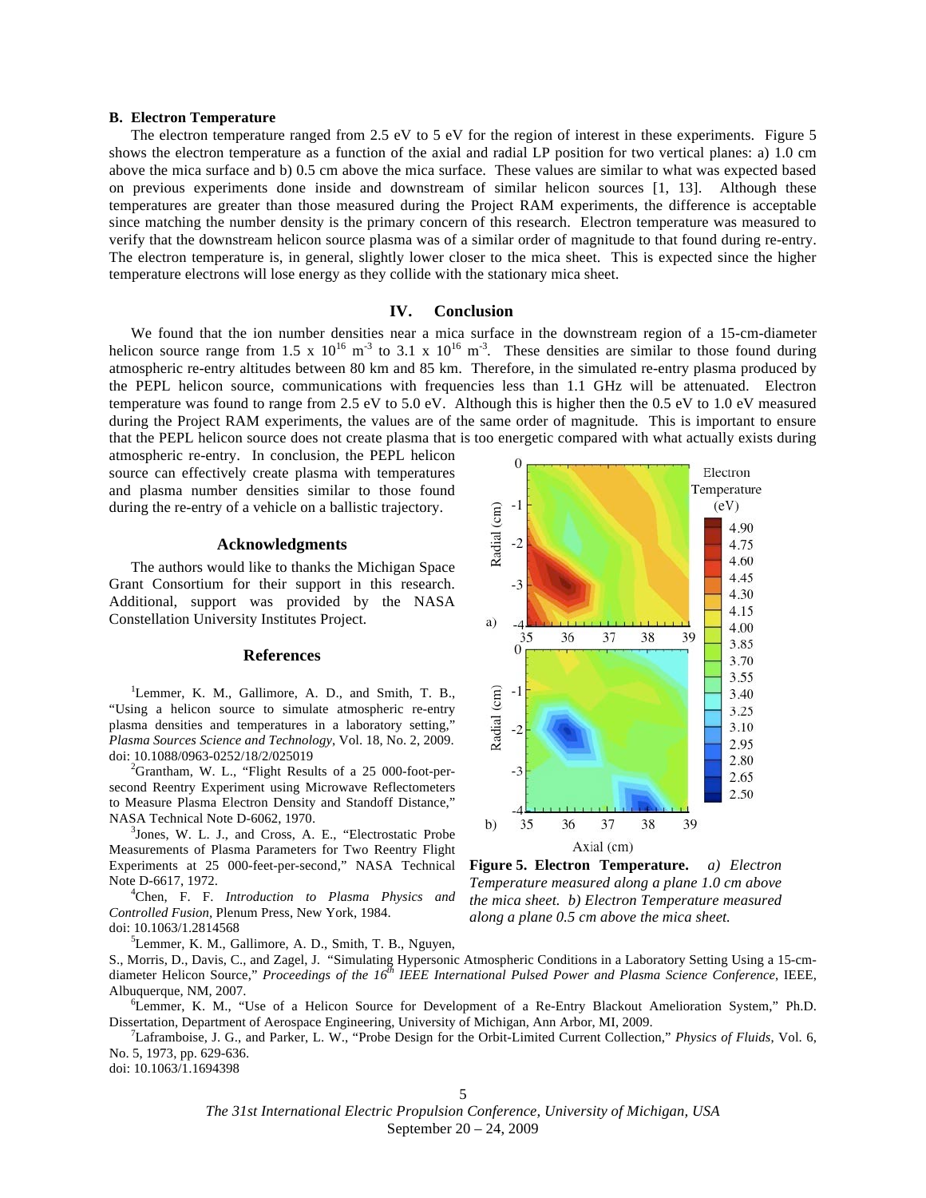## B. Electron Temperature

The electron temperature ranged from 2.5 eV to 5 eV for the region of interest in these experiments. Figure 5 shows the electron temperature as a function of the axial and radial LP position for two vertical planes: a) 1.0 cm above the mica surface and b) 0.5 cm above the mica surface. These values are similar to what was expected based on previous experiments done inside and downstream of similar helicon sources [1, 13]. Although these temperatures are greater than those measured during the Project RAM experiments, the difference is acceptable since matching the number density is the primary concern of this research. Electron temperature was measured to verify that the downstream helicon source plasma was of a similar order of magnitude to that found during re-entry. The electron temperature is, in general, slightly lower closer to the mica sheet. This is expected since the higher temperature electrons will lose energy as they collide with the stationary mica sheet.

# IV. Conclusion

We found that the ion number densities near a mica surface in the downstream region of a 15-cm-diameter helicon source range from 1.5 x $10^{16}$ $m^{-3}$ to 3.1 x $10^{16}$ $m^{-3}$. These densities are similar to those found during atmospheric re-entry altitudes between 80 km and 85 km. Therefore, in the simulated re-entry plasma produced by the PEPL helicon source, communications with frequencies less than 1.1 GHz will be attenuated. Electron temperature was found to range from 2.5 eV to 5.0 eV. Although this is higher then the 0.5 eV to 1.0 eV measured during the Project RAM experiments, the values are of the same order of magnitude. This is important to ensure that the PEPL helicon source does not create plasma that is too energetic compared with what actually exists during atmospheric re-entry. In conclusion, the PEPL helicon source can effectively create plasma with temperatures and plasma number densities similar to those found during the re-entry of a vehicle on a ballistic trajectory.

**Figure 5. Electron Temperature.** *a) Electron Temperature measured along a plane 1.0 cm above the mica sheet. b) Electron Temperature measured along a plane 0.5 cm above the mica sheet.*

## Acknowledgments

The authors would like to thanks the Michigan Space Grant Consortium for their support in this research. Additional, support was provided by the NASA Constellation University Institutes Project.

## References

[1] Lemmer, K. M., Gallimore, A. D., and Smith, T. B., "Using a helicon source to simulate atmospheric re-entry plasma densities and temperatures in a laboratory setting," *Plasma Sources Science and Technology*, Vol. 18, No. 2, 2009. doi: 10.1088/0963-0252/18/2/025019

[2] Grantham, W. L., "Flight Results of a 25 000-foot-per-second Reentry Experiment using Microwave Reflectometers to Measure Plasma Electron Density and Standoff Distance," NASA Technical Note D-6062, 1970.

[3] Jones, W. L. J., and Cross, A. E., "Electrostatic Probe Measurements of Plasma Parameters for Two Reentry Flight Experiments at 25 000-feet-per-second," NASA Technical Note D-6617, 1972.

[4] Chen, F. F. *Introduction to Plasma Physics and Controlled Fusion*, Plenum Press, New York, 1984. doi: 10.1063/1.2814568

[5] Lemmer, K. M., Gallimore, A. D., Smith, T. B., Nguyen, S., Morris, D., Davis, C., and Zagel, J. "Simulating Hypersonic Atmospheric Conditions in a Laboratory Setting Using a 15-cm-diameter Helicon Source," *Proceedings of the 16th IEEE International Pulsed Power and Plasma Science Conference*, IEEE, Albuquerque, NM, 2007.

[6] Lemmer, K. M., "Use of a Helicon Source for Development of a Re-Entry Blackout Amelioration System," Ph.D. Dissertation, Department of Aerospace Engineering, University of Michigan, Ann Arbor, MI, 2009.

[7] Laframboise, J. G., and Parker, L. W., "Probe Design for the Orbit-Limited Current Collection," *Physics of Fluids*, Vol. 6, No. 5, 1973, pp. 629-636. doi: 10.1063/1.1694398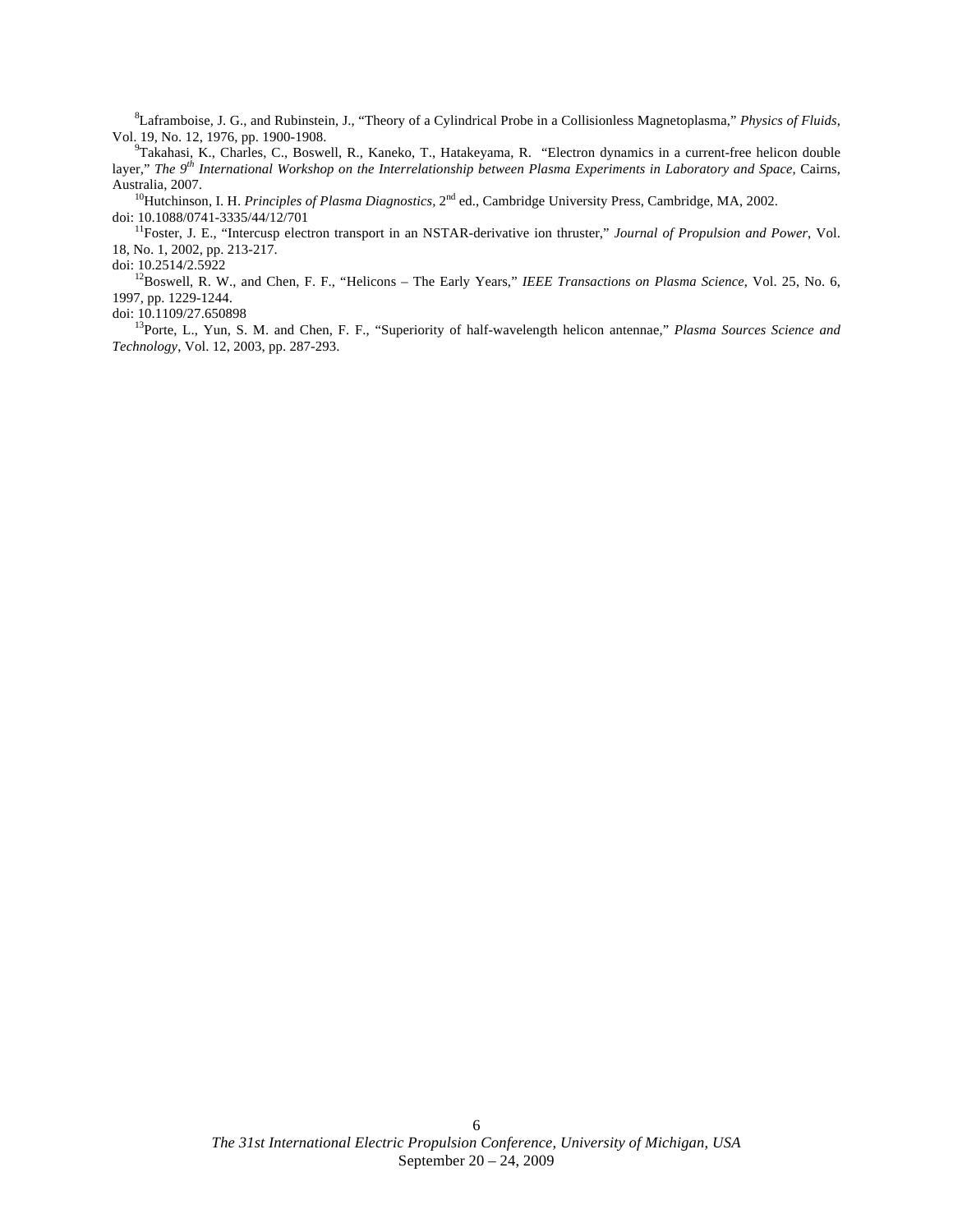[8]Laframboise, J. G., and Rubinstein, J., "Theory of a Cylindrical Probe in a Collisionless Magnetoplasma," *Physics of Fluids*, Vol. 19, No. 12, 1976, pp. 1900-1908.

[9]Takahasi, K., Charles, C., Boswell, R., Kaneko, T., Hatakeyama, R. "Electron dynamics in a current-free helicon double layer," *The 9th International Workshop on the Interrelationship between Plasma Experiments in Laboratory and Space*, Cairns, Australia, 2007.

[10]Hutchinson, I. H. *Principles of Plasma Diagnostics*, 2nd ed., Cambridge University Press, Cambridge, MA, 2002.
doi: 10.1088/0741-3335/44/12/701

[11]Foster, J. E., "Intercusp electron transport in an NSTAR-derivative ion thruster," *Journal of Propulsion and Power*, Vol. 18, No. 1, 2002, pp. 213-217.
doi: 10.2514/2.5922

[12]Boswell, R. W., and Chen, F. F., "Helicons – The Early Years," *IEEE Transactions on Plasma Science*, Vol. 25, No. 6, 1997, pp. 1229-1244.
doi: 10.1109/27.650898

[13]Porte, L., Yun, S. M. and Chen, F. F., "Superiority of half-wavelength helicon antennae," *Plasma Sources Science and Technology*, Vol. 12, 2003, pp. 287-293.